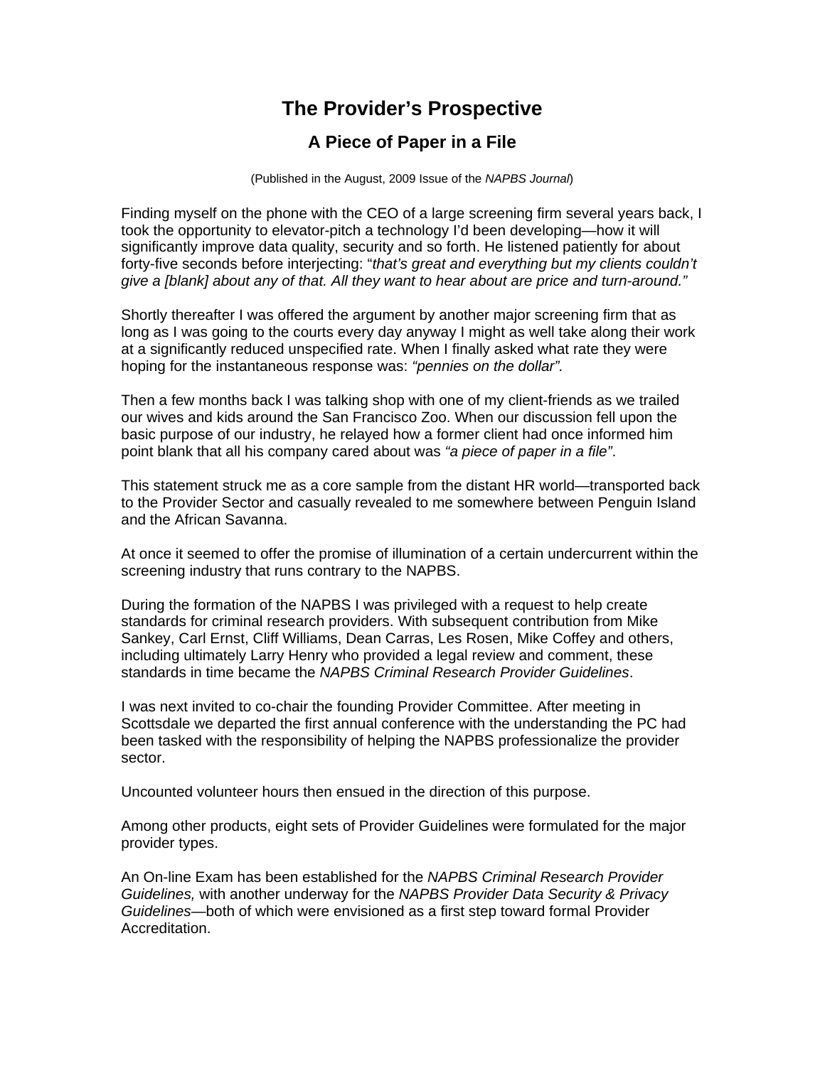# The Provider's Prospective

## A Piece of Paper in a File

(Published in the August, 2009 Issue of the *NAPBS Journal*)

Finding myself on the phone with the CEO of a large screening firm several years back, I took the opportunity to elevator-pitch a technology I'd been developing—how it will significantly improve data quality, security and so forth. He listened patiently for about forty-five seconds before interjecting: "*that's great and everything but my clients couldn't give a [blank] about any of that. All they want to hear about are price and turn-around."*

Shortly thereafter I was offered the argument by another major screening firm that as long as I was going to the courts every day anyway I might as well take along their work at a significantly reduced unspecified rate. When I finally asked what rate they were hoping for the instantaneous response was: *"pennies on the dollar".*

Then a few months back I was talking shop with one of my client-friends as we trailed our wives and kids around the San Francisco Zoo. When our discussion fell upon the basic purpose of our industry, he relayed how a former client had once informed him point blank that all his company cared about was *"a piece of paper in a file"*.

This statement struck me as a core sample from the distant HR world—transported back to the Provider Sector and casually revealed to me somewhere between Penguin Island and the African Savanna.

At once it seemed to offer the promise of illumination of a certain undercurrent within the screening industry that runs contrary to the NAPBS.

During the formation of the NAPBS I was privileged with a request to help create standards for criminal research providers. With subsequent contribution from Mike Sankey, Carl Ernst, Cliff Williams, Dean Carras, Les Rosen, Mike Coffey and others, including ultimately Larry Henry who provided a legal review and comment, these standards in time became the *NAPBS Criminal Research Provider Guidelines*.

I was next invited to co-chair the founding Provider Committee. After meeting in Scottsdale we departed the first annual conference with the understanding the PC had been tasked with the responsibility of helping the NAPBS professionalize the provider sector.

Uncounted volunteer hours then ensued in the direction of this purpose.

Among other products, eight sets of Provider Guidelines were formulated for the major provider types.

An On-line Exam has been established for the *NAPBS Criminal Research Provider Guidelines,* with another underway for the *NAPBS Provider Data Security & Privacy Guidelines*—both of which were envisioned as a first step toward formal Provider Accreditation.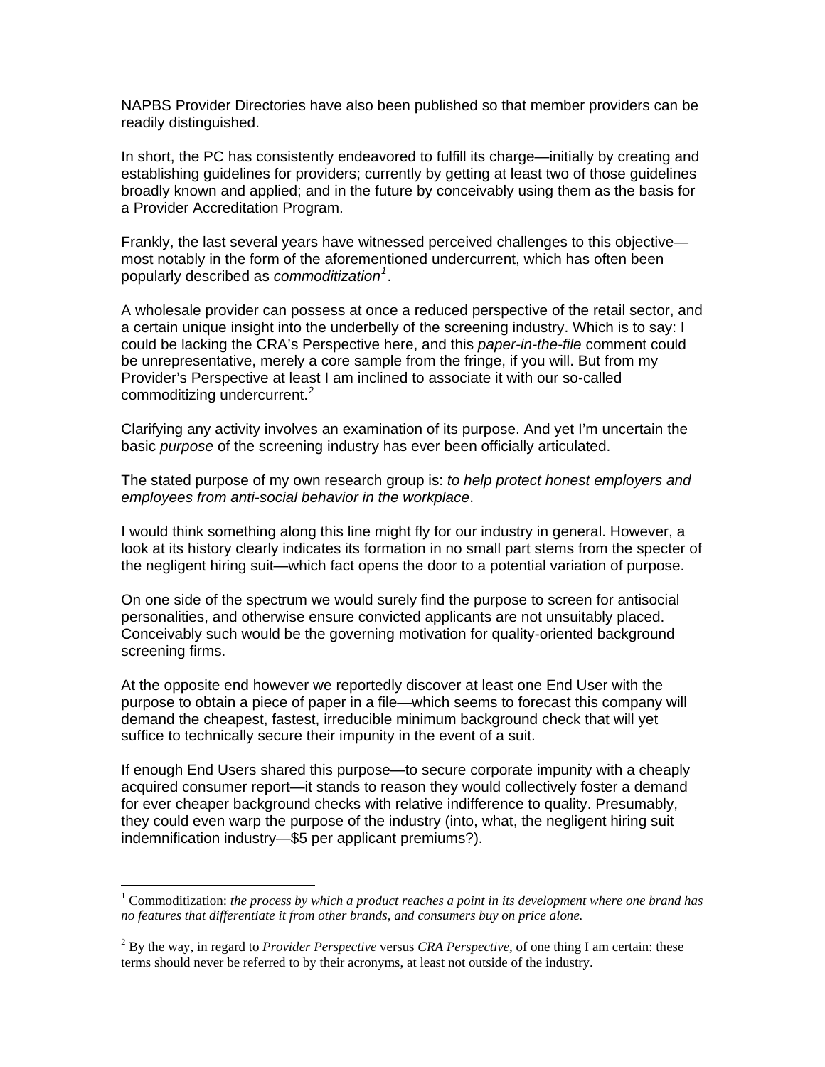NAPBS Provider Directories have also been published so that member providers can be readily distinguished.

In short, the PC has consistently endeavored to fulfill its charge—initially by creating and establishing guidelines for providers; currently by getting at least two of those guidelines broadly known and applied; and in the future by conceivably using them as the basis for a Provider Accreditation Program.

Frankly, the last several years have witnessed perceived challenges to this objective—most notably in the form of the aforementioned undercurrent, which has often been popularly described as *commoditization*[1].

A wholesale provider can possess at once a reduced perspective of the retail sector, and a certain unique insight into the underbelly of the screening industry. Which is to say: I could be lacking the CRA's Perspective here, and this *paper-in-the-file* comment could be unrepresentative, merely a core sample from the fringe, if you will. But from my Provider's Perspective at least I am inclined to associate it with our so-called commoditizing undercurrent.[2]

Clarifying any activity involves an examination of its purpose. And yet I'm uncertain the basic *purpose* of the screening industry has ever been officially articulated.

The stated purpose of my own research group is: *to help protect honest employers and employees from anti-social behavior in the workplace*.

I would think something along this line might fly for our industry in general. However, a look at its history clearly indicates its formation in no small part stems from the specter of the negligent hiring suit—which fact opens the door to a potential variation of purpose.

On one side of the spectrum we would surely find the purpose to screen for antisocial personalities, and otherwise ensure convicted applicants are not unsuitably placed. Conceivably such would be the governing motivation for quality-oriented background screening firms.

At the opposite end however we reportedly discover at least one End User with the purpose to obtain a piece of paper in a file—which seems to forecast this company will demand the cheapest, fastest, irreducible minimum background check that will yet suffice to technically secure their impunity in the event of a suit.

If enough End Users shared this purpose—to secure corporate impunity with a cheaply acquired consumer report—it stands to reason they would collectively foster a demand for ever cheaper background checks with relative indifference to quality. Presumably, they could even warp the purpose of the industry (into, what, the negligent hiring suit indemnification industry—$5 per applicant premiums?).

---

[1] Commoditization: *the process by which a product reaches a point in its development where one brand has no features that differentiate it from other brands, and consumers buy on price alone.*

[2] By the way, in regard to *Provider Perspective* versus *CRA Perspective*, of one thing I am certain: these terms should never be referred to by their acronyms, at least not outside of the industry.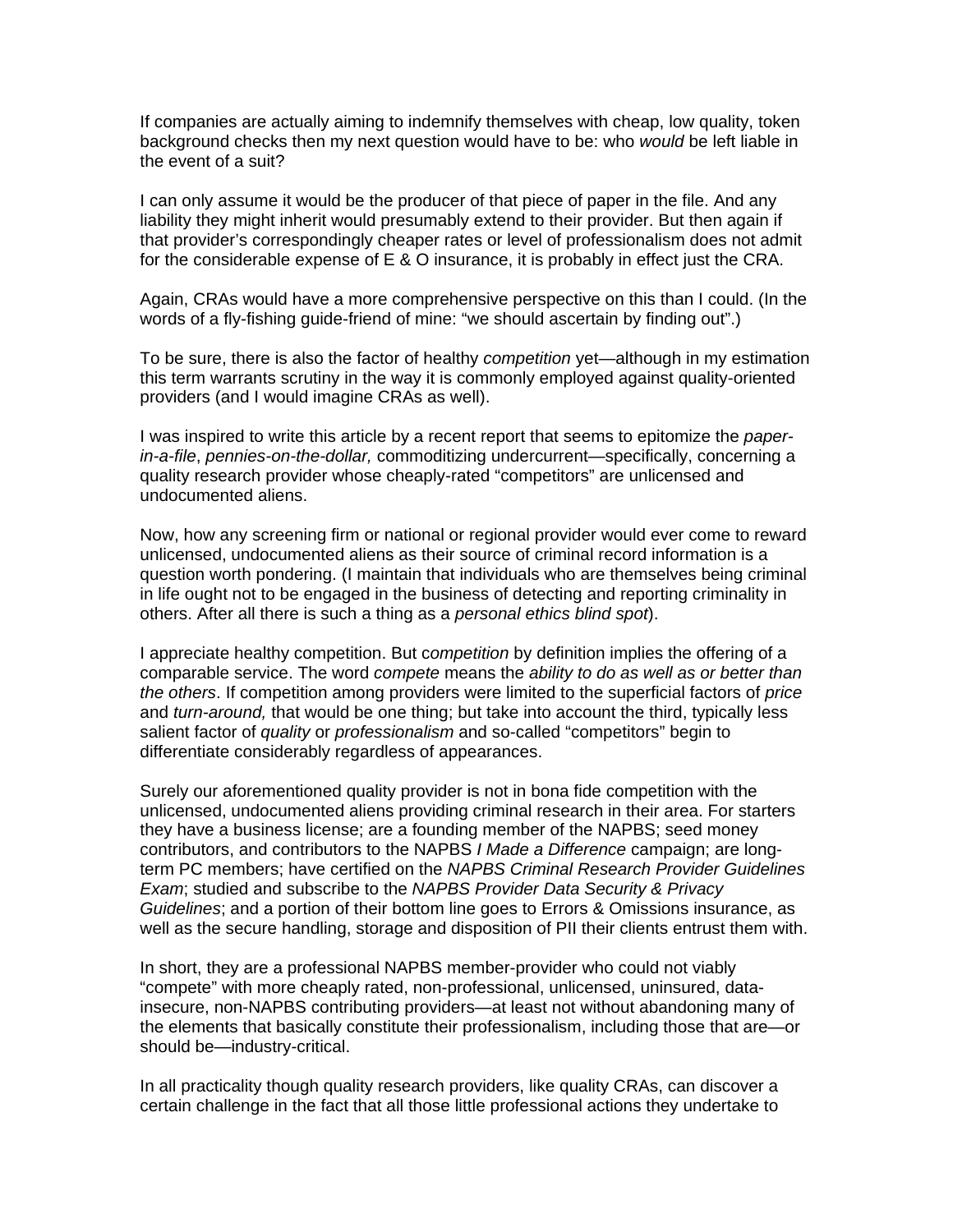If companies are actually aiming to indemnify themselves with cheap, low quality, token background checks then my next question would have to be: who *would* be left liable in the event of a suit?

I can only assume it would be the producer of that piece of paper in the file. And any liability they might inherit would presumably extend to their provider. But then again if that provider's correspondingly cheaper rates or level of professionalism does not admit for the considerable expense of E & O insurance, it is probably in effect just the CRA.

Again, CRAs would have a more comprehensive perspective on this than I could. (In the words of a fly-fishing guide-friend of mine: "we should ascertain by finding out".)

To be sure, there is also the factor of healthy *competition* yet—although in my estimation this term warrants scrutiny in the way it is commonly employed against quality-oriented providers (and I would imagine CRAs as well).

I was inspired to write this article by a recent report that seems to epitomize the *paper-in-a-file*, *pennies-on-the-dollar,* commoditizing undercurrent—specifically, concerning a quality research provider whose cheaply-rated "competitors" are unlicensed and undocumented aliens.

Now, how any screening firm or national or regional provider would ever come to reward unlicensed, undocumented aliens as their source of criminal record information is a question worth pondering. (I maintain that individuals who are themselves being criminal in life ought not to be engaged in the business of detecting and reporting criminality in others. After all there is such a thing as a *personal ethics blind spot*).

I appreciate healthy competition. But c*ompetition* by definition implies the offering of a comparable service. The word *compete* means the *ability to do as well as or better than the others*. If competition among providers were limited to the superficial factors of *price* and *turn-around,* that would be one thing; but take into account the third, typically less salient factor of *quality* or *professionalism* and so-called "competitors" begin to differentiate considerably regardless of appearances.

Surely our aforementioned quality provider is not in bona fide competition with the unlicensed, undocumented aliens providing criminal research in their area. For starters they have a business license; are a founding member of the NAPBS; seed money contributors, and contributors to the NAPBS *I Made a Difference* campaign; are long-term PC members; have certified on the *NAPBS Criminal Research Provider Guidelines Exam*; studied and subscribe to the *NAPBS Provider Data Security & Privacy Guidelines*; and a portion of their bottom line goes to Errors & Omissions insurance, as well as the secure handling, storage and disposition of PII their clients entrust them with.

In short, they are a professional NAPBS member-provider who could not viably "compete" with more cheaply rated, non-professional, unlicensed, uninsured, data-insecure, non-NAPBS contributing providers—at least not without abandoning many of the elements that basically constitute their professionalism, including those that are—or should be—industry-critical.

In all practicality though quality research providers, like quality CRAs, can discover a certain challenge in the fact that all those little professional actions they undertake to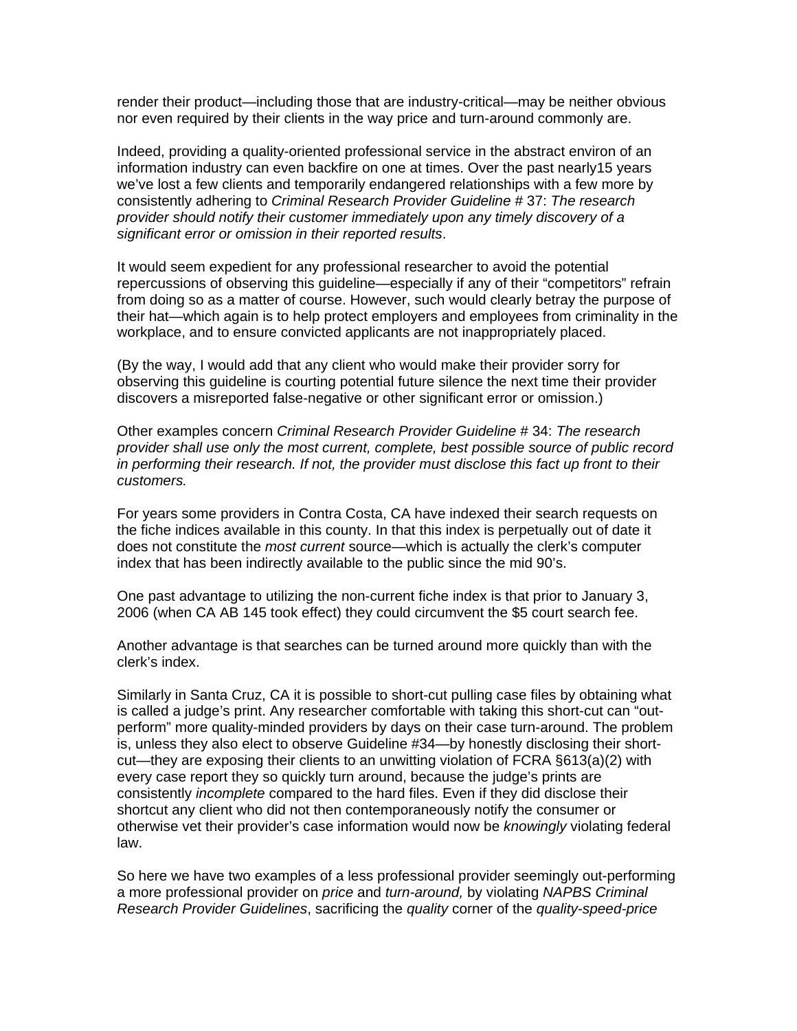render their product—including those that are industry-critical—may be neither obvious nor even required by their clients in the way price and turn-around commonly are.

Indeed, providing a quality-oriented professional service in the abstract environ of an information industry can even backfire on one at times. Over the past nearly15 years we've lost a few clients and temporarily endangered relationships with a few more by consistently adhering to *Criminal Research Provider Guideline #* 37: *The research provider should notify their customer immediately upon any timely discovery of a significant error or omission in their reported results*.

It would seem expedient for any professional researcher to avoid the potential repercussions of observing this guideline—especially if any of their "competitors" refrain from doing so as a matter of course. However, such would clearly betray the purpose of their hat—which again is to help protect employers and employees from criminality in the workplace, and to ensure convicted applicants are not inappropriately placed.

(By the way, I would add that any client who would make their provider sorry for observing this guideline is courting potential future silence the next time their provider discovers a misreported false-negative or other significant error or omission.)

Other examples concern *Criminal Research Provider Guideline #* 34: *The research provider shall use only the most current, complete, best possible source of public record in performing their research. If not, the provider must disclose this fact up front to their customers.*

For years some providers in Contra Costa, CA have indexed their search requests on the fiche indices available in this county. In that this index is perpetually out of date it does not constitute the *most current* source—which is actually the clerk's computer index that has been indirectly available to the public since the mid 90's.

One past advantage to utilizing the non-current fiche index is that prior to January 3, 2006 (when CA AB 145 took effect) they could circumvent the $5 court search fee.

Another advantage is that searches can be turned around more quickly than with the clerk's index.

Similarly in Santa Cruz, CA it is possible to short-cut pulling case files by obtaining what is called a judge's print. Any researcher comfortable with taking this short-cut can "out-perform" more quality-minded providers by days on their case turn-around. The problem is, unless they also elect to observe Guideline #34—by honestly disclosing their short-cut—they are exposing their clients to an unwitting violation of FCRA §613(a)(2) with every case report they so quickly turn around, because the judge's prints are consistently *incomplete* compared to the hard files. Even if they did disclose their shortcut any client who did not then contemporaneously notify the consumer or otherwise vet their provider's case information would now be *knowingly* violating federal law.

So here we have two examples of a less professional provider seemingly out-performing a more professional provider on *price* and *turn-around,* by violating *NAPBS Criminal Research Provider Guidelines*, sacrificing the *quality* corner of the *quality-speed-price*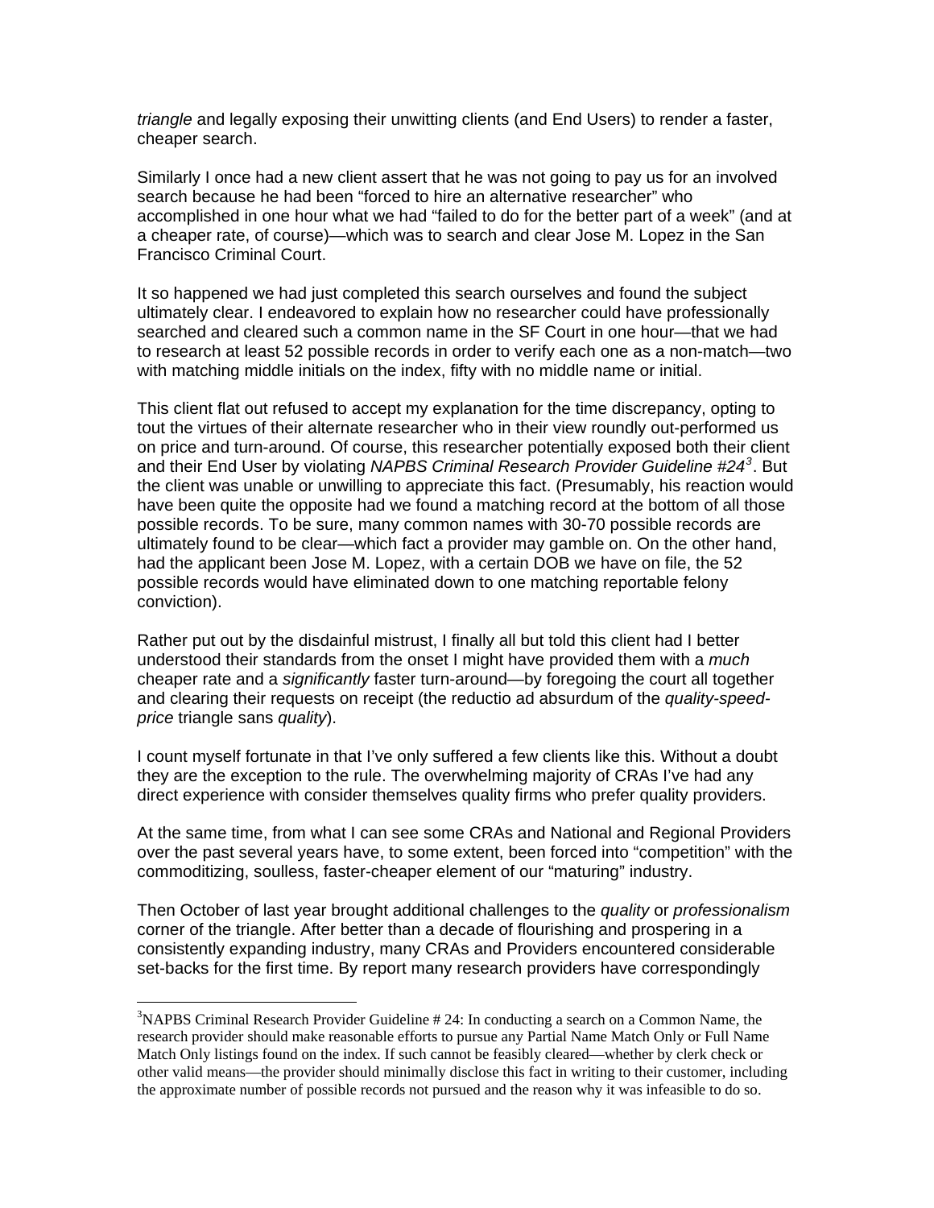*triangle* and legally exposing their unwitting clients (and End Users) to render a faster, cheaper search.

Similarly I once had a new client assert that he was not going to pay us for an involved search because he had been “forced to hire an alternative researcher” who accomplished in one hour what we had “failed to do for the better part of a week” (and at a cheaper rate, of course)—which was to search and clear Jose M. Lopez in the San Francisco Criminal Court.

It so happened we had just completed this search ourselves and found the subject ultimately clear. I endeavored to explain how no researcher could have professionally searched and cleared such a common name in the SF Court in one hour—that we had to research at least 52 possible records in order to verify each one as a non-match—two with matching middle initials on the index, fifty with no middle name or initial.

This client flat out refused to accept my explanation for the time discrepancy, opting to tout the virtues of their alternate researcher who in their view roundly out-performed us on price and turn-around. Of course, this researcher potentially exposed both their client and their End User by violating *NAPBS Criminal Research Provider Guideline #24*[3]. But the client was unable or unwilling to appreciate this fact. (Presumably, his reaction would have been quite the opposite had we found a matching record at the bottom of all those possible records. To be sure, many common names with 30-70 possible records are ultimately found to be clear—which fact a provider may gamble on. On the other hand, had the applicant been Jose M. Lopez, with a certain DOB we have on file, the 52 possible records would have eliminated down to one matching reportable felony conviction).

Rather put out by the disdainful mistrust, I finally all but told this client had I better understood their standards from the onset I might have provided them with a *much* cheaper rate and a *significantly* faster turn-around—by foregoing the court all together and clearing their requests on receipt (the reductio ad absurdum of the *quality-speed-price* triangle sans *quality*).

I count myself fortunate in that I’ve only suffered a few clients like this. Without a doubt they are the exception to the rule. The overwhelming majority of CRAs I’ve had any direct experience with consider themselves quality firms who prefer quality providers.

At the same time, from what I can see some CRAs and National and Regional Providers over the past several years have, to some extent, been forced into “competition” with the commoditizing, soulless, faster-cheaper element of our “maturing” industry.

Then October of last year brought additional challenges to the *quality* or *professionalism* corner of the triangle. After better than a decade of flourishing and prospering in a consistently expanding industry, many CRAs and Providers encountered considerable set-backs for the first time. By report many research providers have correspondingly

---

[3]NAPBS Criminal Research Provider Guideline # 24: In conducting a search on a Common Name, the research provider should make reasonable efforts to pursue any Partial Name Match Only or Full Name Match Only listings found on the index. If such cannot be feasibly cleared—whether by clerk check or other valid means—the provider should minimally disclose this fact in writing to their customer, including the approximate number of possible records not pursued and the reason why it was infeasible to do so.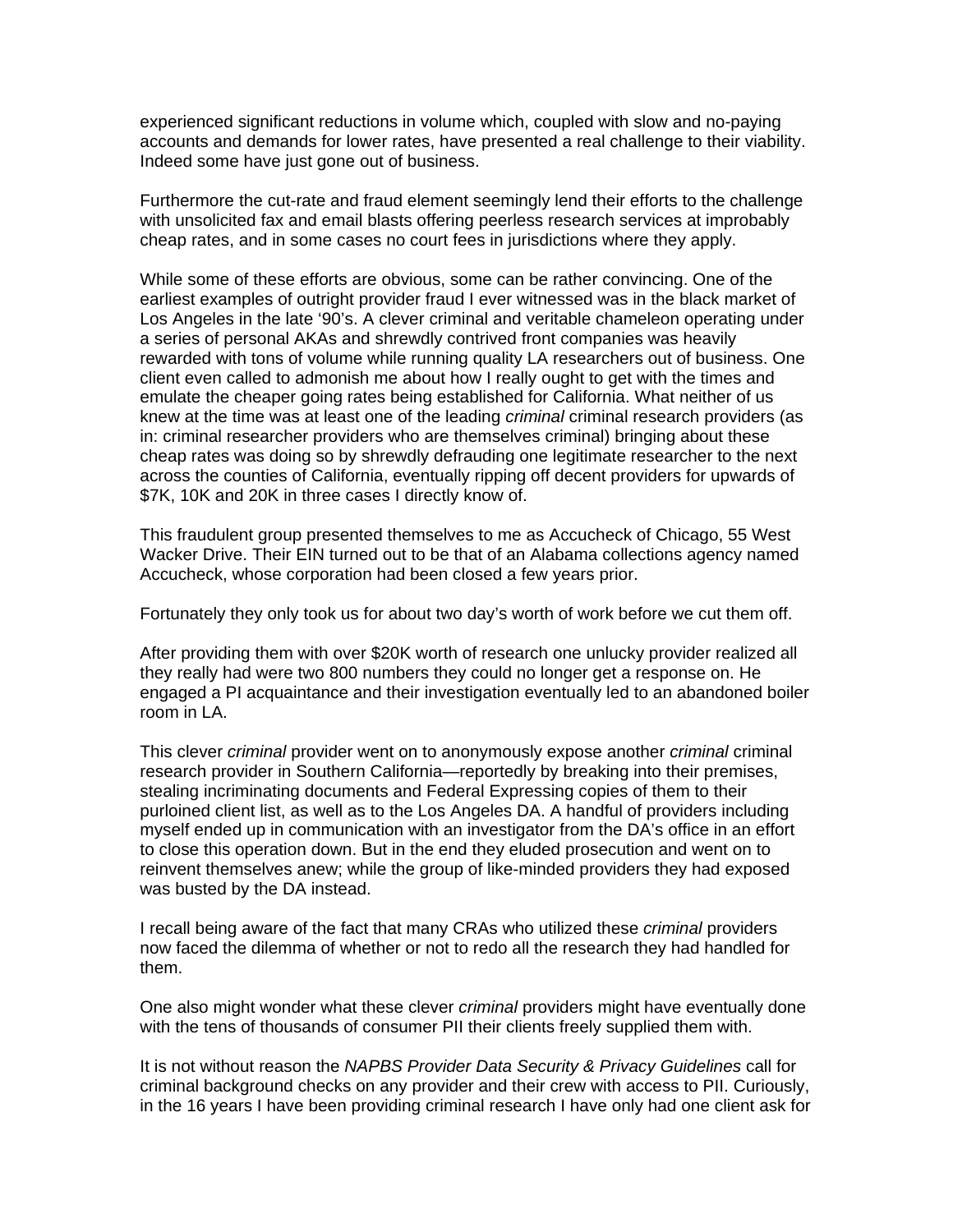experienced significant reductions in volume which, coupled with slow and no-paying accounts and demands for lower rates, have presented a real challenge to their viability. Indeed some have just gone out of business.

Furthermore the cut-rate and fraud element seemingly lend their efforts to the challenge with unsolicited fax and email blasts offering peerless research services at improbably cheap rates, and in some cases no court fees in jurisdictions where they apply.

While some of these efforts are obvious, some can be rather convincing. One of the earliest examples of outright provider fraud I ever witnessed was in the black market of Los Angeles in the late '90's. A clever criminal and veritable chameleon operating under a series of personal AKAs and shrewdly contrived front companies was heavily rewarded with tons of volume while running quality LA researchers out of business. One client even called to admonish me about how I really ought to get with the times and emulate the cheaper going rates being established for California. What neither of us knew at the time was at least one of the leading *criminal* criminal research providers (as in: criminal researcher providers who are themselves criminal) bringing about these cheap rates was doing so by shrewdly defrauding one legitimate researcher to the next across the counties of California, eventually ripping off decent providers for upwards of $7K, 10K and 20K in three cases I directly know of.

This fraudulent group presented themselves to me as Accucheck of Chicago, 55 West Wacker Drive. Their EIN turned out to be that of an Alabama collections agency named Accucheck, whose corporation had been closed a few years prior.

Fortunately they only took us for about two day's worth of work before we cut them off.

After providing them with over $20K worth of research one unlucky provider realized all they really had were two 800 numbers they could no longer get a response on. He engaged a PI acquaintance and their investigation eventually led to an abandoned boiler room in LA.

This clever *criminal* provider went on to anonymously expose another *criminal* criminal research provider in Southern California—reportedly by breaking into their premises, stealing incriminating documents and Federal Expressing copies of them to their purloined client list, as well as to the Los Angeles DA. A handful of providers including myself ended up in communication with an investigator from the DA's office in an effort to close this operation down. But in the end they eluded prosecution and went on to reinvent themselves anew; while the group of like-minded providers they had exposed was busted by the DA instead.

I recall being aware of the fact that many CRAs who utilized these *criminal* providers now faced the dilemma of whether or not to redo all the research they had handled for them.

One also might wonder what these clever *criminal* providers might have eventually done with the tens of thousands of consumer PII their clients freely supplied them with.

It is not without reason the *NAPBS Provider Data Security & Privacy Guidelines* call for criminal background checks on any provider and their crew with access to PII. Curiously, in the 16 years I have been providing criminal research I have only had one client ask for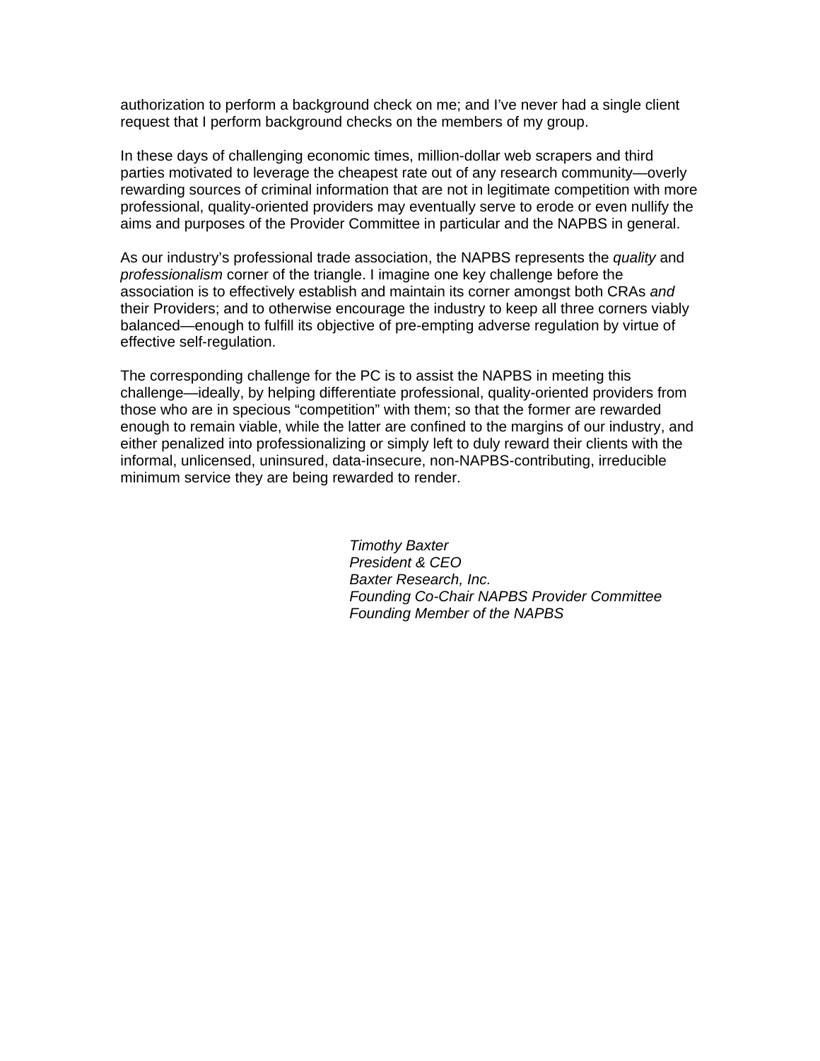authorization to perform a background check on me; and I've never had a single client request that I perform background checks on the members of my group.

In these days of challenging economic times, million-dollar web scrapers and third parties motivated to leverage the cheapest rate out of any research community—overly rewarding sources of criminal information that are not in legitimate competition with more professional, quality-oriented providers may eventually serve to erode or even nullify the aims and purposes of the Provider Committee in particular and the NAPBS in general.

As our industry's professional trade association, the NAPBS represents the *quality* and *professionalism* corner of the triangle. I imagine one key challenge before the association is to effectively establish and maintain its corner amongst both CRAs *and* their Providers; and to otherwise encourage the industry to keep all three corners viably balanced—enough to fulfill its objective of pre-empting adverse regulation by virtue of effective self-regulation.

The corresponding challenge for the PC is to assist the NAPBS in meeting this challenge—ideally, by helping differentiate professional, quality-oriented providers from those who are in specious "competition" with them; so that the former are rewarded enough to remain viable, while the latter are confined to the margins of our industry, and either penalized into professionalizing or simply left to duly reward their clients with the informal, unlicensed, uninsured, data-insecure, non-NAPBS-contributing, irreducible minimum service they are being rewarded to render.

*Timothy Baxter*
*President & CEO*
*Baxter Research, Inc.*
*Founding Co-Chair NAPBS Provider Committee*
*Founding Member of the NAPBS*